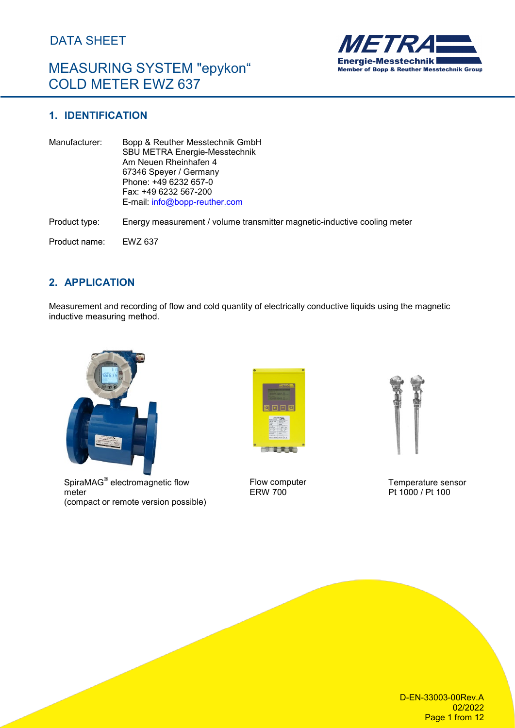DATA SHEET

# MEASURING SYSTEM "epykon" COLD METER EWZ 637

## 1. IDENTIFICATION

Manufacturer: Bopp & Reuther Messtechnik GmbH
SBU METRA Energie-Messtechnik
Am Neuen Rheinhafen 4
67346 Speyer / Germany
Phone: +49 6232 657-0
Fax: +49 6232 567-200
E-mail: info@bopp-reuther.com

Product type: Energy measurement / volume transmitter magnetic-inductive cooling meter

Product name: EWZ 637

## 2. APPLICATION

Measurement and recording of flow and cold quantity of electrically conductive liquids using the magnetic inductive measuring method.

SpiraMAG® electromagnetic flow meter
(compact or remote version possible)

Flow computer
ERW 700

Temperature sensor
Pt 1000 / Pt 100

D-EN-33003-00Rev.A
02/2022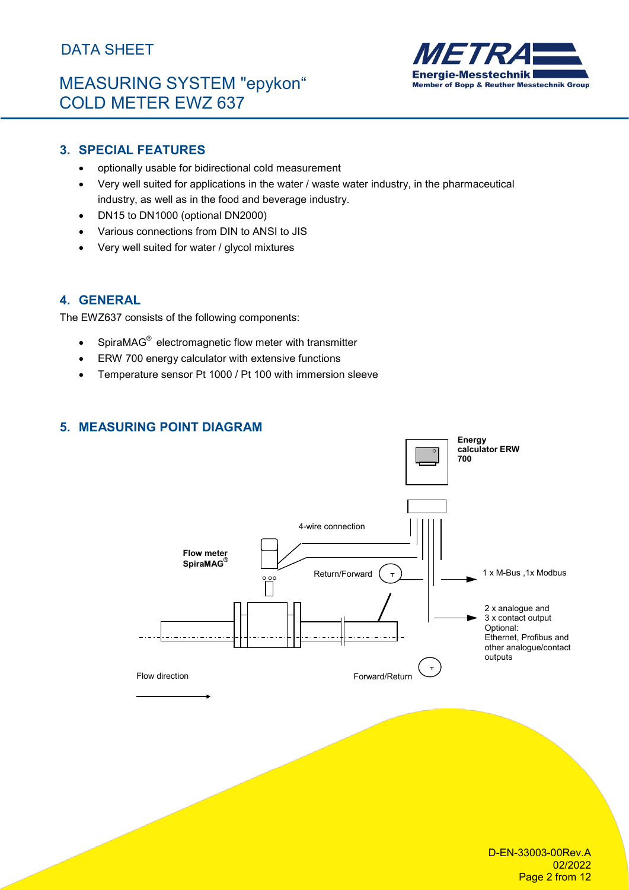## 3. SPECIAL FEATURES

- optionally usable for bidirectional cold measurement
- Very well suited for applications in the water / waste water industry, in the pharmaceutical industry, as well as in the food and beverage industry.
- DN15 to DN1000 (optional DN2000)
- Various connections from DIN to ANSI to JIS
- Very well suited for water / glycol mixtures

## 4. GENERAL

The EWZ637 consists of the following components:

- SpiraMAG® electromagnetic flow meter with transmitter
- ERW 700 energy calculator with extensive functions
- Temperature sensor Pt 1000 / Pt 100 with immersion sleeve

## 5. MEASURING POINT DIAGRAM

**Energy calculator ERW 700**

4-wire connection

**Flow meter SpiraMAG®**

Return/Forward

1 x M-Bus ,1x Modbus

2 x analogue and 3 x contact output
Optional:
Ethernet, Profibus and other analogue/contact outputs

Flow direction

Forward/Return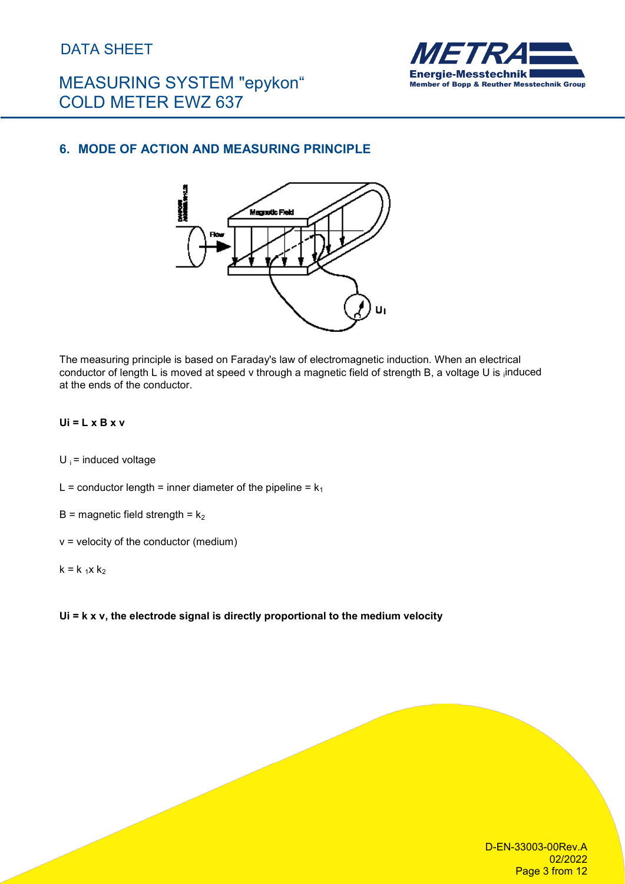## 6. MODE OF ACTION AND MEASURING PRINCIPLE

The measuring principle is based on Faraday's law of electromagnetic induction. When an electrical conductor of length L is moved at speed v through a magnetic field of strength B, a voltage U is $_i$induced at the ends of the conductor.

**$U_i = L \times B \times v$**

$U_i$ = induced voltage

$L$ = conductor length = inner diameter of the pipeline = $k_1$

$B$ = magnetic field strength = $k_2$

$v$ = velocity of the conductor (medium)

$k = k_1 \times k_2$

**$U_i = k \times v$, the electrode signal is directly proportional to the medium velocity**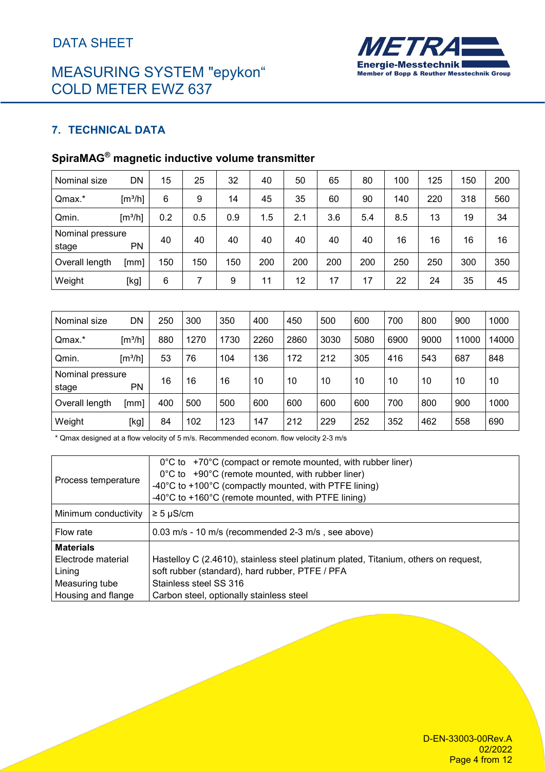## 7. TECHNICAL DATA

### SpiraMAG® magnetic inductive volume transmitter

| Nominal size DN | 15 | 25 | 32 | 40 | 50 | 65 | 80 | 100 | 125 | 150 | 200 |
|---|---|---|---|---|---|---|---|---|---|---|---|
| Qmax.* [m³/h] | 6 | 9 | 14 | 45 | 35 | 60 | 90 | 140 | 220 | 318 | 560 |
| Qmin. [m³/h] | 0.2 | 0.5 | 0.9 | 1.5 | 2.1 | 3.6 | 5.4 | 8.5 | 13 | 19 | 34 |
| Nominal pressure stage PN | 40 | 40 | 40 | 40 | 40 | 40 | 40 | 16 | 16 | 16 | 16 |
| Overall length [mm] | 150 | 150 | 150 | 200 | 200 | 200 | 200 | 250 | 250 | 300 | 350 |
| Weight [kg] | 6 | 7 | 9 | 11 | 12 | 17 | 17 | 22 | 24 | 35 | 45 |

| Nominal size DN | 250 | 300 | 350 | 400 | 450 | 500 | 600 | 700 | 800 | 900 | 1000 |
|---|---|---|---|---|---|---|---|---|---|---|---|
| Qmax.* [m³/h] | 880 | 1270 | 1730 | 2260 | 2860 | 3030 | 5080 | 6900 | 9000 | 11000 | 14000 |
| Qmin. [m³/h] | 53 | 76 | 104 | 136 | 172 | 212 | 305 | 416 | 543 | 687 | 848 |
| Nominal pressure stage PN | 16 | 16 | 16 | 10 | 10 | 10 | 10 | 10 | 10 | 10 | 10 |
| Overall length [mm] | 400 | 500 | 500 | 600 | 600 | 600 | 600 | 700 | 800 | 900 | 1000 |
| Weight [kg] | 84 | 102 | 123 | 147 | 212 | 229 | 252 | 352 | 462 | 558 | 690 |

* Qmax designed at a flow velocity of 5 m/s. Recommended econom. flow velocity 2-3 m/s

| | |
|---|---|
| Process temperature | 0°C to +70°C (compact or remote mounted, with rubber liner)<br>0°C to +90°C (remote mounted, with rubber liner)<br>-40°C to +100°C (compactly mounted, with PTFE lining)<br>-40°C to +160°C (remote mounted, with PTFE lining) |
| Minimum conductivity | ≥ 5 µS/cm |
| Flow rate | 0.03 m/s - 10 m/s (recommended 2-3 m/s , see above) |
| **Materials** | |
| Electrode material | Hastelloy C (2.4610), stainless steel platinum plated, Titanium, others on request, |
| Lining | soft rubber (standard), hard rubber, PTFE / PFA |
| Measuring tube | Stainless steel SS 316 |
| Housing and flange | Carbon steel, optionally stainless steel |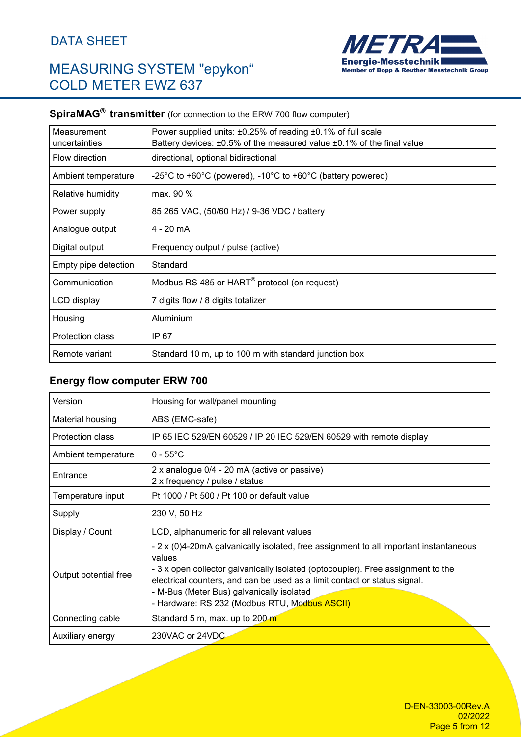DATA SHEET

# MEASURING SYSTEM "epykon“ COLD METER EWZ 637

## SpiraMAG® transmitter (for connection to the ERW 700 flow computer)

| | |
|---|---|
| Measurement uncertainties | Power supplied units: ±0.25% of reading ±0.1% of full scale<br>Battery devices: ±0.5% of the measured value ±0.1% of the final value |
| Flow direction | directional, optional bidirectional |
| Ambient temperature | -25°C to +60°C (powered), -10°C to +60°C (battery powered) |
| Relative humidity | max. 90 % |
| Power supply | 85 265 VAC, (50/60 Hz) / 9-36 VDC / battery |
| Analogue output | 4 - 20 mA |
| Digital output | Frequency output / pulse (active) |
| Empty pipe detection | Standard |
| Communication | Modbus RS 485 or HART® protocol (on request) |
| LCD display | 7 digits flow / 8 digits totalizer |
| Housing | Aluminium |
| Protection class | IP 67 |
| Remote variant | Standard 10 m, up to 100 m with standard junction box |

## Energy flow computer ERW 700

| | |
|---|---|
| Version | Housing for wall/panel mounting |
| Material housing | ABS (EMC-safe) |
| Protection class | IP 65 IEC 529/EN 60529 / IP 20 IEC 529/EN 60529 with remote display |
| Ambient temperature | 0 - 55°C |
| Entrance | 2 x analogue 0/4 - 20 mA (active or passive)<br>2 x frequency / pulse / status |
| Temperature input | Pt 1000 / Pt 500 / Pt 100 or default value |
| Supply | 230 V, 50 Hz |
| Display / Count | LCD, alphanumeric for all relevant values |
| Output potential free | - 2 x (0)4-20mA galvanically isolated, free assignment to all important instantaneous values<br>- 3 x open collector galvanically isolated (optocoupler). Free assignment to the electrical counters, and can be used as a limit contact or status signal.<br>- M-Bus (Meter Bus) galvanically isolated<br>- Hardware: RS 232 (Modbus RTU, Modbus ASCII) |
| Connecting cable | Standard 5 m, max. up to 200 m |
| Auxiliary energy | 230VAC or 24VDC |

D-EN-33003-00Rev.A
02/2022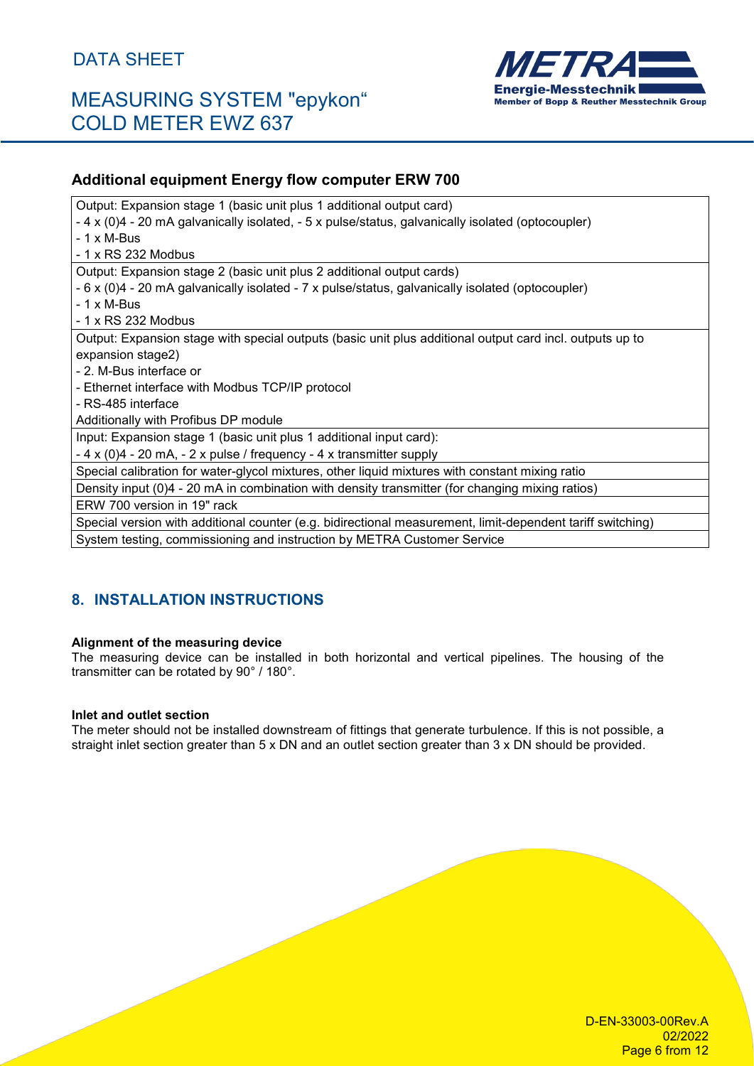### Additional equipment Energy flow computer ERW 700

| |
|---|
| Output: Expansion stage 1 (basic unit plus 1 additional output card)<br>- 4 x (0)4 - 20 mA galvanically isolated, - 5 x pulse/status, galvanically isolated (optocoupler)<br>- 1 x M-Bus<br>- 1 x RS 232 Modbus |
| Output: Expansion stage 2 (basic unit plus 2 additional output cards)<br>- 6 x (0)4 - 20 mA galvanically isolated - 7 x pulse/status, galvanically isolated (optocoupler)<br>- 1 x M-Bus<br>- 1 x RS 232 Modbus |
| Output: Expansion stage with special outputs (basic unit plus additional output card incl. outputs up to expansion stage2)<br>- 2. M-Bus interface or<br>- Ethernet interface with Modbus TCP/IP protocol<br>- RS-485 interface<br>Additionally with Profibus DP module |
| Input: Expansion stage 1 (basic unit plus 1 additional input card):<br>- 4 x (0)4 - 20 mA, - 2 x pulse / frequency - 4 x transmitter supply |
| Special calibration for water-glycol mixtures, other liquid mixtures with constant mixing ratio |
| Density input (0)4 - 20 mA in combination with density transmitter (for changing mixing ratios) |
| ERW 700 version in 19" rack |
| Special version with additional counter (e.g. bidirectional measurement, limit-dependent tariff switching) |
| System testing, commissioning and instruction by METRA Customer Service |

## 8. INSTALLATION INSTRUCTIONS

**Alignment of the measuring device**
The measuring device can be installed in both horizontal and vertical pipelines. The housing of the transmitter can be rotated by 90° / 180°.

**Inlet and outlet section**
The meter should not be installed downstream of fittings that generate turbulence. If this is not possible, a straight inlet section greater than 5 x DN and an outlet section greater than 3 x DN should be provided.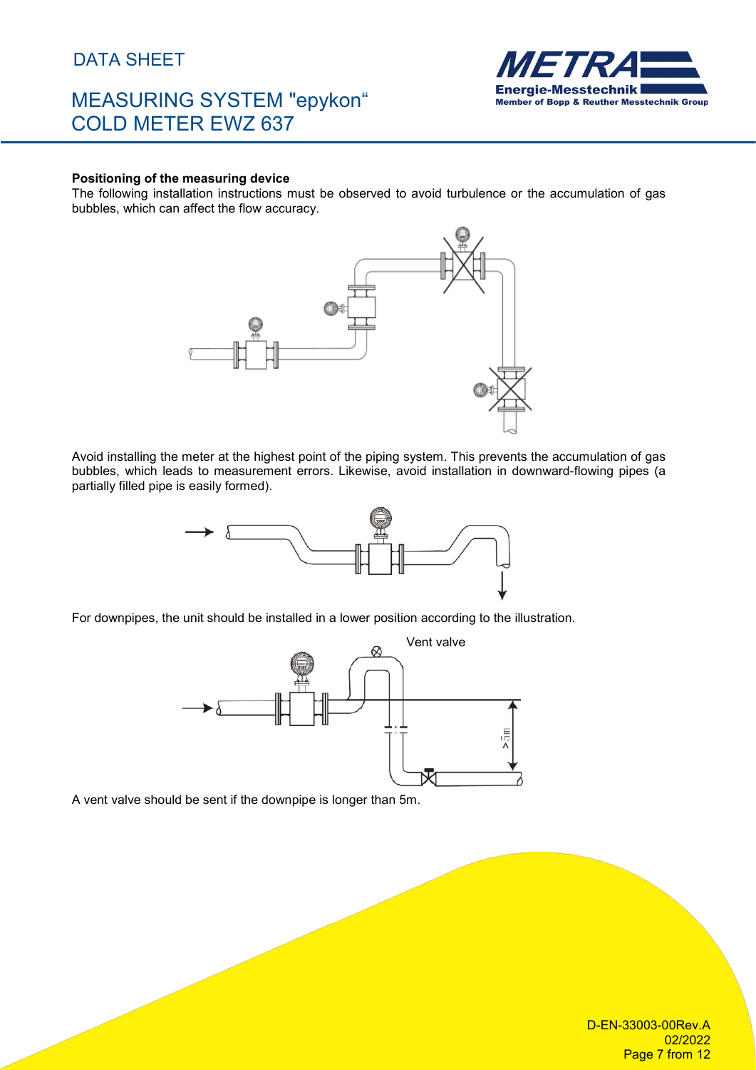**Positioning of the measuring device**

The following installation instructions must be observed to avoid turbulence or the accumulation of gas bubbles, which can affect the flow accuracy.

Avoid installing the meter at the highest point of the piping system. This prevents the accumulation of gas bubbles, which leads to measurement errors. Likewise, avoid installation in downward-flowing pipes (a partially filled pipe is easily formed).

For downpipes, the unit should be installed in a lower position according to the illustration.

Vent valve

> 5m

A vent valve should be sent if the downpipe is longer than 5m.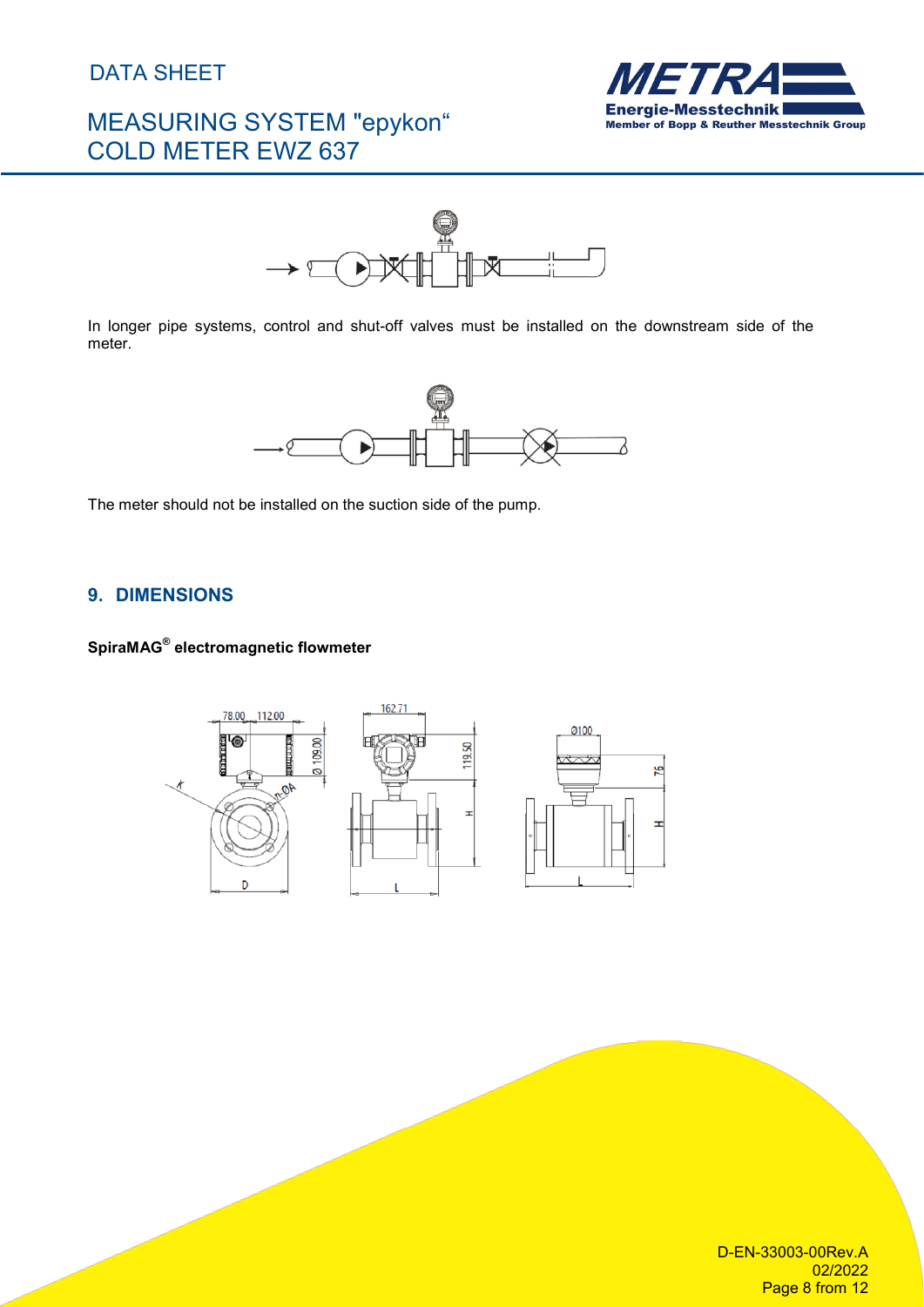In longer pipe systems, control and shut-off valves must be installed on the downstream side of the meter.

The meter should not be installed on the suction side of the pump.

## 9. DIMENSIONS

**SpiraMAG® electromagnetic flowmeter**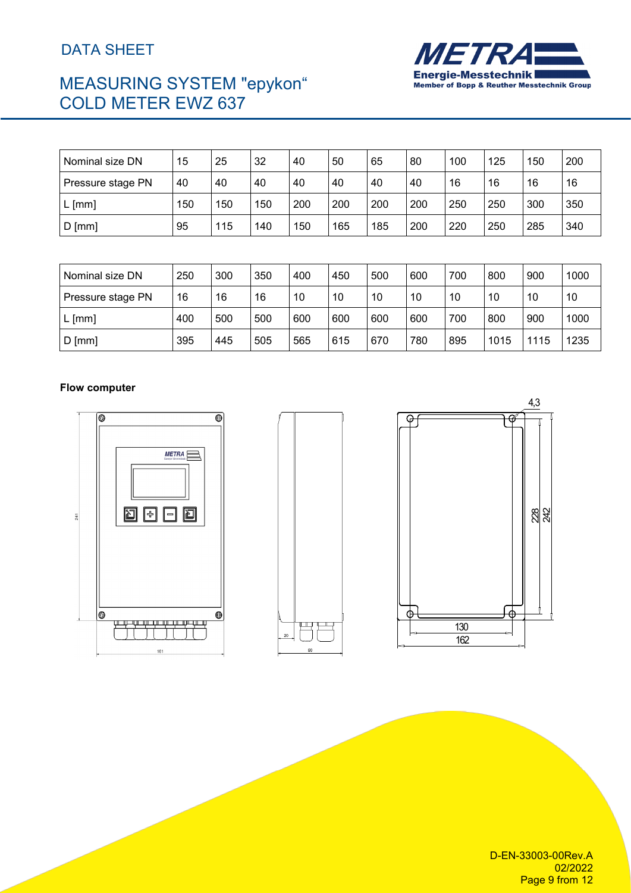| Nominal size DN | 15 | 25 | 32 | 40 | 50 | 65 | 80 | 100 | 125 | 150 | 200 |
|---|---|---|---|---|---|---|---|---|---|---|---|
| Pressure stage PN | 40 | 40 | 40 | 40 | 40 | 40 | 40 | 16 | 16 | 16 | 16 |
| L [mm] | 150 | 150 | 150 | 200 | 200 | 200 | 200 | 250 | 250 | 300 | 350 |
| D [mm] | 95 | 115 | 140 | 150 | 165 | 185 | 200 | 220 | 250 | 285 | 340 |

| Nominal size DN | 250 | 300 | 350 | 400 | 450 | 500 | 600 | 700 | 800 | 900 | 1000 |
|---|---|---|---|---|---|---|---|---|---|---|---|
| Pressure stage PN | 16 | 16 | 16 | 10 | 10 | 10 | 10 | 10 | 10 | 10 | 10 |
| L [mm] | 400 | 500 | 500 | 600 | 600 | 600 | 600 | 700 | 800 | 900 | 1000 |
| D [mm] | 395 | 445 | 505 | 565 | 615 | 670 | 780 | 895 | 1015 | 1115 | 1235 |

**Flow computer**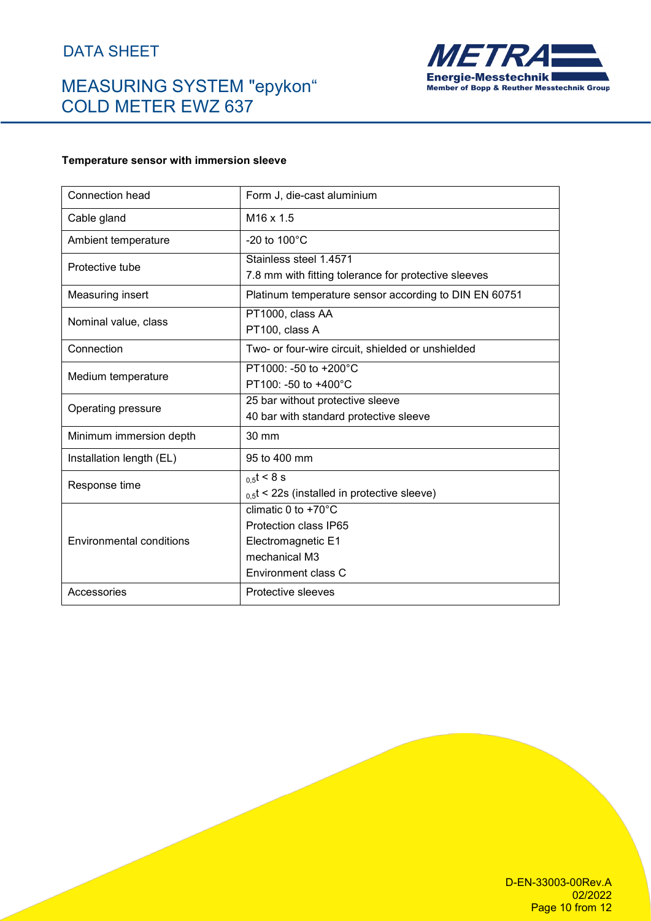**Temperature sensor with immersion sleeve**

| Connection head | Form J, die-cast aluminium |
|---|---|
| Cable gland | M16 x 1.5 |
| Ambient temperature | -20 to 100°C |
| Protective tube | Stainless steel 1.4571<br>7.8 mm with fitting tolerance for protective sleeves |
| Measuring insert | Platinum temperature sensor according to DIN EN 60751 |
| Nominal value, class | PT1000, class AA<br>PT100, class A |
| Connection | Two- or four-wire circuit, shielded or unshielded |
| Medium temperature | PT1000: -50 to +200°C<br>PT100: -50 to +400°C |
| Operating pressure | 25 bar without protective sleeve<br>40 bar with standard protective sleeve |
| Minimum immersion depth | 30 mm |
| Installation length (EL) | 95 to 400 mm |
| Response time | ${}_{0,5}t$ < 8 s<br>${}_{0,5}t$ < 22s (installed in protective sleeve) |
| Environmental conditions | climatic 0 to +70°C<br>Protection class IP65<br>Electromagnetic E1<br>mechanical M3<br>Environment class C |
| Accessories | Protective sleeves |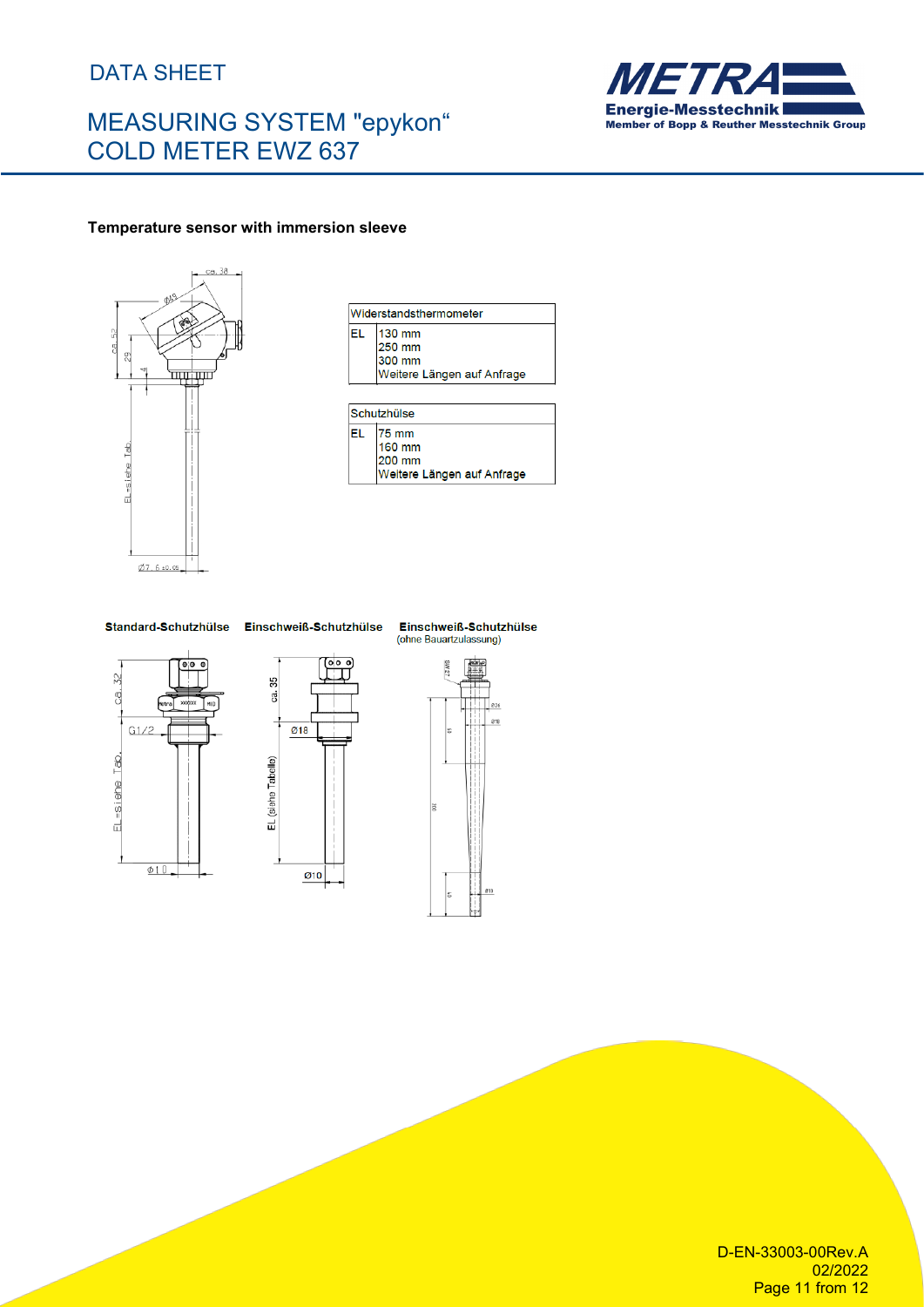# DATA SHEET

# MEASURING SYSTEM "epykon" COLD METER EWZ 637

**Temperature sensor with immersion sleeve**

| Widerstandsthermometer | |
|---|---|
| EL | 130 mm<br>250 mm<br>300 mm<br>Weitere Längen auf Anfrage |

| Schutzhülse | |
|---|---|
| EL | 75 mm<br>160 mm<br>200 mm<br>Weitere Längen auf Anfrage |

**Standard-Schutzhülse** **Einschweiß-Schutzhülse** **Einschweiß-Schutzhülse** (ohne Bauartzulassung)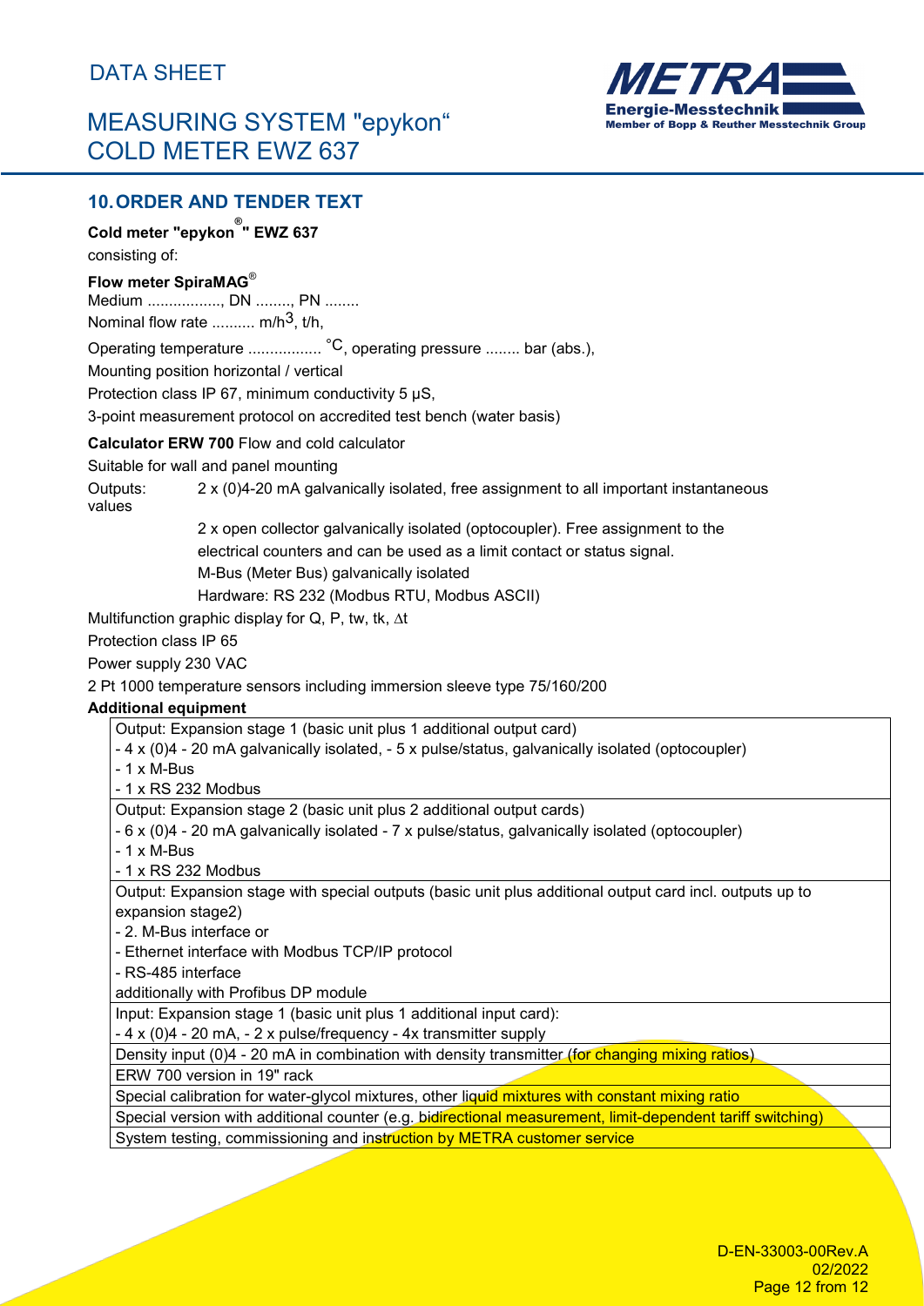## 10. ORDER AND TENDER TEXT

**Cold meter "epykon®" EWZ 637**

consisting of:

**Flow meter SpiraMAG®**

Medium ................, DN ........, PN ........

Nominal flow rate .......... $m/h^3$, t/h,

Operating temperature ................ °C, operating pressure ........ bar (abs.),

Mounting position horizontal / vertical

Protection class IP 67, minimum conductivity 5 µS,

3-point measurement protocol on accredited test bench (water basis)

**Calculator ERW 700** Flow and cold calculator

Suitable for wall and panel mounting

Outputs: 2 x (0)4-20 mA galvanically isolated, free assignment to all important instantaneous values

2 x open collector galvanically isolated (optocoupler). Free assignment to the electrical counters and can be used as a limit contact or status signal.

M-Bus (Meter Bus) galvanically isolated

Hardware: RS 232 (Modbus RTU, Modbus ASCII)

Multifunction graphic display for Q, P, tw, tk, ∆t

Protection class IP 65

Power supply 230 VAC

2 Pt 1000 temperature sensors including immersion sleeve type 75/160/200

**Additional equipment**

| |
|---|
| Output: Expansion stage 1 (basic unit plus 1 additional output card)<br>- 4 x (0)4 - 20 mA galvanically isolated, - 5 x pulse/status, galvanically isolated (optocoupler)<br>- 1 x M-Bus<br>- 1 x RS 232 Modbus |
| Output: Expansion stage 2 (basic unit plus 2 additional output cards)<br>- 6 x (0)4 - 20 mA galvanically isolated - 7 x pulse/status, galvanically isolated (optocoupler)<br>- 1 x M-Bus<br>- 1 x RS 232 Modbus |
| Output: Expansion stage with special outputs (basic unit plus additional output card incl. outputs up to expansion stage2)<br>- 2. M-Bus interface or<br>- Ethernet interface with Modbus TCP/IP protocol<br>- RS-485 interface<br>additionally with Profibus DP module |
| Input: Expansion stage 1 (basic unit plus 1 additional input card):<br>- 4 x (0)4 - 20 mA, - 2 x pulse/frequency - 4x transmitter supply |
| Density input (0)4 - 20 mA in combination with density transmitter (for changing mixing ratios) |
| ERW 700 version in 19" rack |
| Special calibration for water-glycol mixtures, other liquid mixtures with constant mixing ratio |
| Special version with additional counter (e.g. bidirectional measurement, limit-dependent tariff switching) |
| System testing, commissioning and instruction by METRA customer service |

D-EN-33003-00Rev.A
02/2022